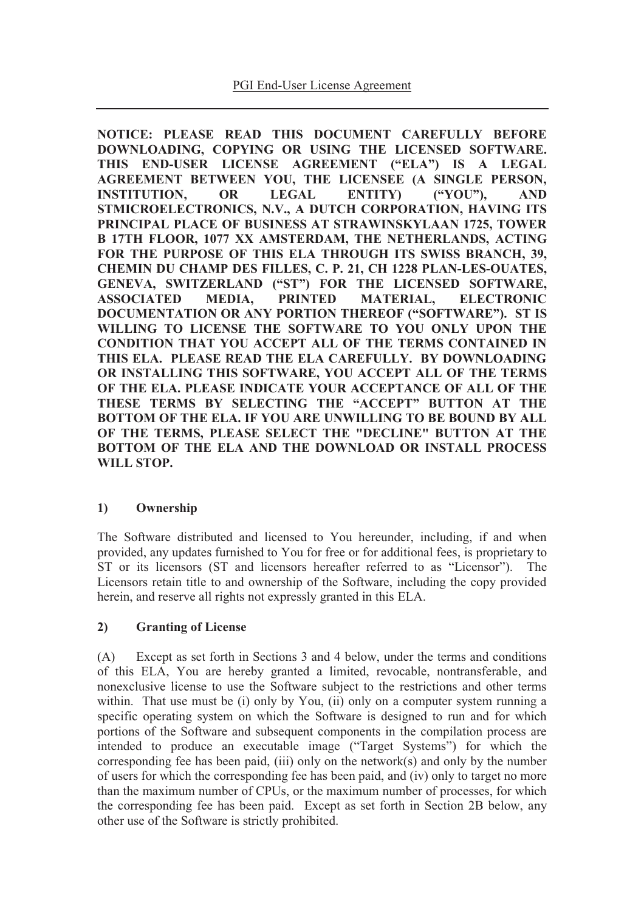# PGI End-User License Agreement

**NOTICE: PLEASE READ THIS DOCUMENT CAREFULLY BEFORE DOWNLOADING, COPYING OR USING THE LICENSED SOFTWARE. THIS END-USER LICENSE AGREEMENT ("ELA") IS A LEGAL AGREEMENT BETWEEN YOU, THE LICENSEE (A SINGLE PERSON, INSTITUTION, OR LEGAL ENTITY) ("YOU"), AND STMICROELECTRONICS, N.V., A DUTCH CORPORATION, HAVING ITS PRINCIPAL PLACE OF BUSINESS AT STRAWINSKYLAAN 1725, TOWER B 17TH FLOOR, 1077 XX AMSTERDAM, THE NETHERLANDS, ACTING FOR THE PURPOSE OF THIS ELA THROUGH ITS SWISS BRANCH, 39, CHEMIN DU CHAMP DES FILLES, C. P. 21, CH 1228 PLAN-LES-OUATES, GENEVA, SWITZERLAND ("ST") FOR THE LICENSED SOFTWARE, ASSOCIATED MEDIA, PRINTED MATERIAL, ELECTRONIC DOCUMENTATION OR ANY PORTION THEREOF ("SOFTWARE"). ST IS WILLING TO LICENSE THE SOFTWARE TO YOU ONLY UPON THE CONDITION THAT YOU ACCEPT ALL OF THE TERMS CONTAINED IN THIS ELA. PLEASE READ THE ELA CAREFULLY. BY DOWNLOADING OR INSTALLING THIS SOFTWARE, YOU ACCEPT ALL OF THE TERMS OF THE ELA. PLEASE INDICATE YOUR ACCEPTANCE OF ALL OF THE THESE TERMS BY SELECTING THE "ACCEPT" BUTTON AT THE BOTTOM OF THE ELA. IF YOU ARE UNWILLING TO BE BOUND BY ALL OF THE TERMS, PLEASE SELECT THE "DECLINE" BUTTON AT THE BOTTOM OF THE ELA AND THE DOWNLOAD OR INSTALL PROCESS WILL STOP.**

## 1) Ownership

The Software distributed and licensed to You hereunder, including, if and when provided, any updates furnished to You for free or for additional fees, is proprietary to ST or its licensors (ST and licensors hereafter referred to as "Licensor"). The Licensors retain title to and ownership of the Software, including the copy provided herein, and reserve all rights not expressly granted in this ELA.

## 2) Granting of License

(A) Except as set forth in Sections 3 and 4 below, under the terms and conditions of this ELA, You are hereby granted a limited, revocable, nontransferable, and nonexclusive license to use the Software subject to the restrictions and other terms within. That use must be (i) only by You, (ii) only on a computer system running a specific operating system on which the Software is designed to run and for which portions of the Software and subsequent components in the compilation process are intended to produce an executable image ("Target Systems") for which the corresponding fee has been paid, (iii) only on the network(s) and only by the number of users for which the corresponding fee has been paid, and (iv) only to target no more than the maximum number of CPUs, or the maximum number of processes, for which the corresponding fee has been paid. Except as set forth in Section 2B below, any other use of the Software is strictly prohibited.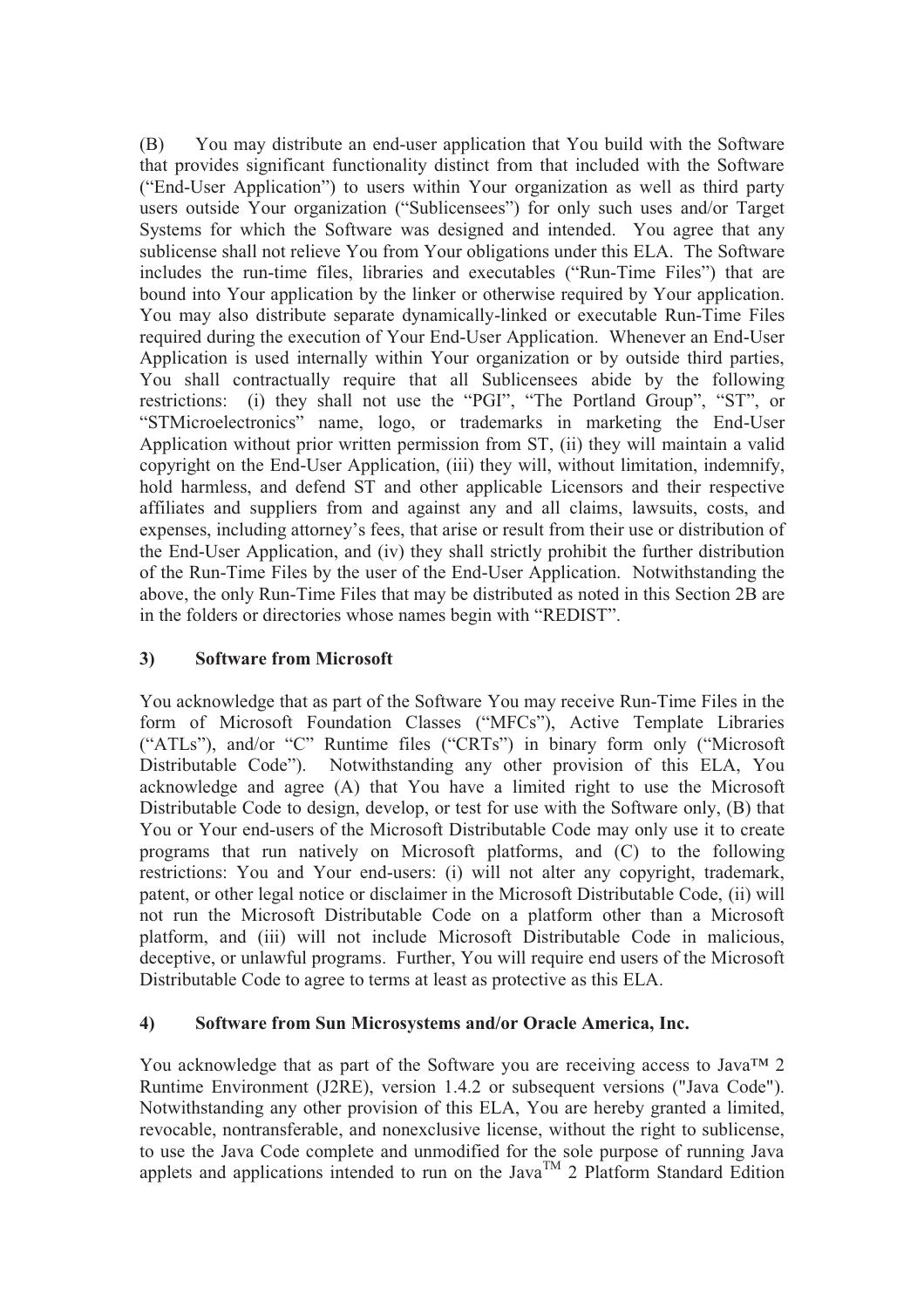(B) You may distribute an end-user application that You build with the Software that provides significant functionality distinct from that included with the Software ("End-User Application") to users within Your organization as well as third party users outside Your organization ("Sublicensees") for only such uses and/or Target Systems for which the Software was designed and intended. You agree that any sublicense shall not relieve You from Your obligations under this ELA. The Software includes the run-time files, libraries and executables ("Run-Time Files") that are bound into Your application by the linker or otherwise required by Your application. You may also distribute separate dynamically-linked or executable Run-Time Files required during the execution of Your End-User Application. Whenever an End-User Application is used internally within Your organization or by outside third parties, You shall contractually require that all Sublicensees abide by the following restrictions: (i) they shall not use the "PGI", "The Portland Group", "ST", or "STMicroelectronics" name, logo, or trademarks in marketing the End-User Application without prior written permission from ST, (ii) they will maintain a valid copyright on the End-User Application, (iii) they will, without limitation, indemnify, hold harmless, and defend ST and other applicable Licensors and their respective affiliates and suppliers from and against any and all claims, lawsuits, costs, and expenses, including attorney's fees, that arise or result from their use or distribution of the End-User Application, and (iv) they shall strictly prohibit the further distribution of the Run-Time Files by the user of the End-User Application. Notwithstanding the above, the only Run-Time Files that may be distributed as noted in this Section 2B are in the folders or directories whose names begin with "REDIST".

**3) Software from Microsoft**

You acknowledge that as part of the Software You may receive Run-Time Files in the form of Microsoft Foundation Classes ("MFCs"), Active Template Libraries ("ATLs"), and/or "C" Runtime files ("CRTs") in binary form only ("Microsoft Distributable Code"). Notwithstanding any other provision of this ELA, You acknowledge and agree (A) that You have a limited right to use the Microsoft Distributable Code to design, develop, or test for use with the Software only, (B) that You or Your end-users of the Microsoft Distributable Code may only use it to create programs that run natively on Microsoft platforms, and (C) to the following restrictions: You and Your end-users: (i) will not alter any copyright, trademark, patent, or other legal notice or disclaimer in the Microsoft Distributable Code, (ii) will not run the Microsoft Distributable Code on a platform other than a Microsoft platform, and (iii) will not include Microsoft Distributable Code in malicious, deceptive, or unlawful programs. Further, You will require end users of the Microsoft Distributable Code to agree to terms at least as protective as this ELA.

**4) Software from Sun Microsystems and/or Oracle America, Inc.**

You acknowledge that as part of the Software you are receiving access to Java™ 2 Runtime Environment (J2RE), version 1.4.2 or subsequent versions ("Java Code"). Notwithstanding any other provision of this ELA, You are hereby granted a limited, revocable, nontransferable, and nonexclusive license, without the right to sublicense, to use the Java Code complete and unmodified for the sole purpose of running Java applets and applications intended to run on the Java™ 2 Platform Standard Edition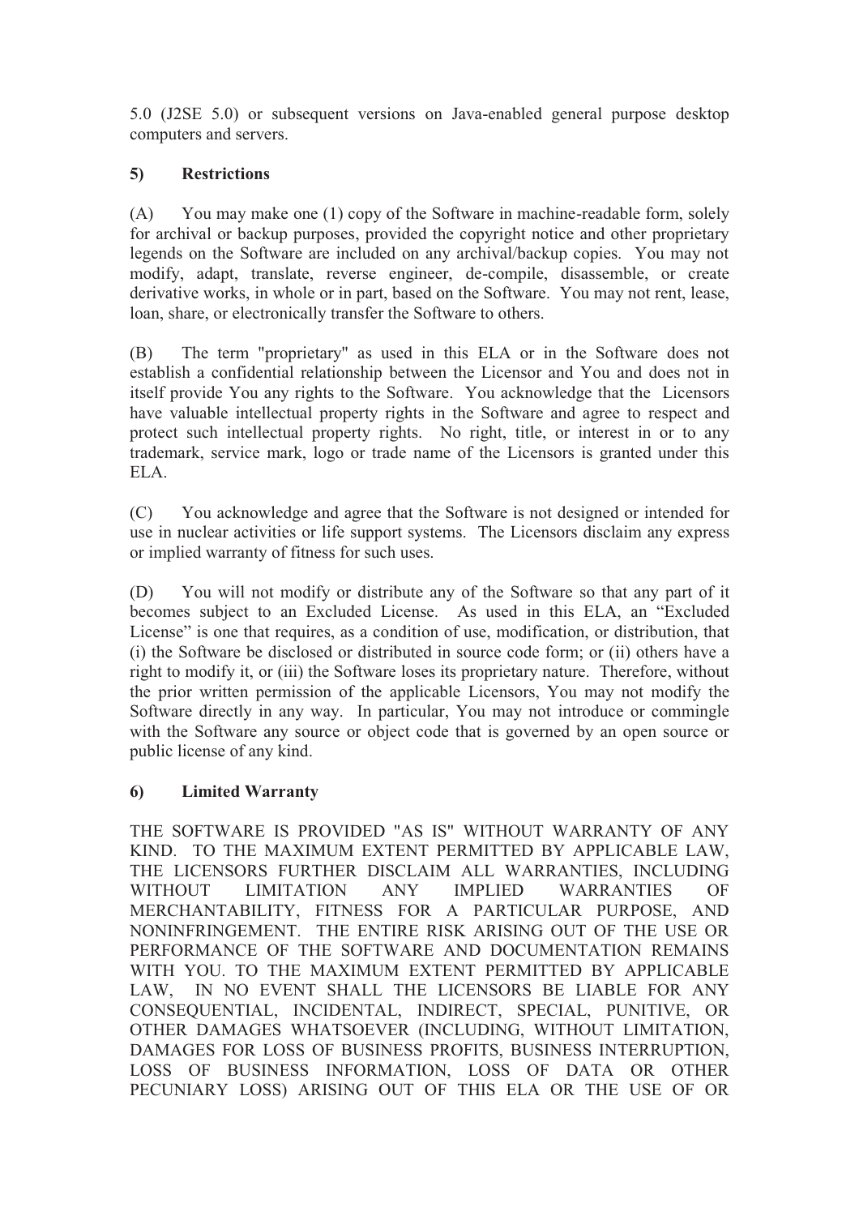5.0 (J2SE 5.0) or subsequent versions on Java-enabled general purpose desktop computers and servers.

**5) Restrictions**

(A) You may make one (1) copy of the Software in machine-readable form, solely for archival or backup purposes, provided the copyright notice and other proprietary legends on the Software are included on any archival/backup copies. You may not modify, adapt, translate, reverse engineer, de-compile, disassemble, or create derivative works, in whole or in part, based on the Software. You may not rent, lease, loan, share, or electronically transfer the Software to others.

(B) The term "proprietary" as used in this ELA or in the Software does not establish a confidential relationship between the Licensor and You and does not in itself provide You any rights to the Software. You acknowledge that the Licensors have valuable intellectual property rights in the Software and agree to respect and protect such intellectual property rights. No right, title, or interest in or to any trademark, service mark, logo or trade name of the Licensors is granted under this ELA.

(C) You acknowledge and agree that the Software is not designed or intended for use in nuclear activities or life support systems. The Licensors disclaim any express or implied warranty of fitness for such uses.

(D) You will not modify or distribute any of the Software so that any part of it becomes subject to an Excluded License. As used in this ELA, an "Excluded License" is one that requires, as a condition of use, modification, or distribution, that (i) the Software be disclosed or distributed in source code form; or (ii) others have a right to modify it, or (iii) the Software loses its proprietary nature. Therefore, without the prior written permission of the applicable Licensors, You may not modify the Software directly in any way. In particular, You may not introduce or commingle with the Software any source or object code that is governed by an open source or public license of any kind.

**6) Limited Warranty**

THE SOFTWARE IS PROVIDED "AS IS" WITHOUT WARRANTY OF ANY KIND. TO THE MAXIMUM EXTENT PERMITTED BY APPLICABLE LAW, THE LICENSORS FURTHER DISCLAIM ALL WARRANTIES, INCLUDING WITHOUT LIMITATION ANY IMPLIED WARRANTIES OF MERCHANTABILITY, FITNESS FOR A PARTICULAR PURPOSE, AND NONINFRINGEMENT. THE ENTIRE RISK ARISING OUT OF THE USE OR PERFORMANCE OF THE SOFTWARE AND DOCUMENTATION REMAINS WITH YOU. TO THE MAXIMUM EXTENT PERMITTED BY APPLICABLE LAW, IN NO EVENT SHALL THE LICENSORS BE LIABLE FOR ANY CONSEQUENTIAL, INCIDENTAL, INDIRECT, SPECIAL, PUNITIVE, OR OTHER DAMAGES WHATSOEVER (INCLUDING, WITHOUT LIMITATION, DAMAGES FOR LOSS OF BUSINESS PROFITS, BUSINESS INTERRUPTION, LOSS OF BUSINESS INFORMATION, LOSS OF DATA OR OTHER PECUNIARY LOSS) ARISING OUT OF THIS ELA OR THE USE OF OR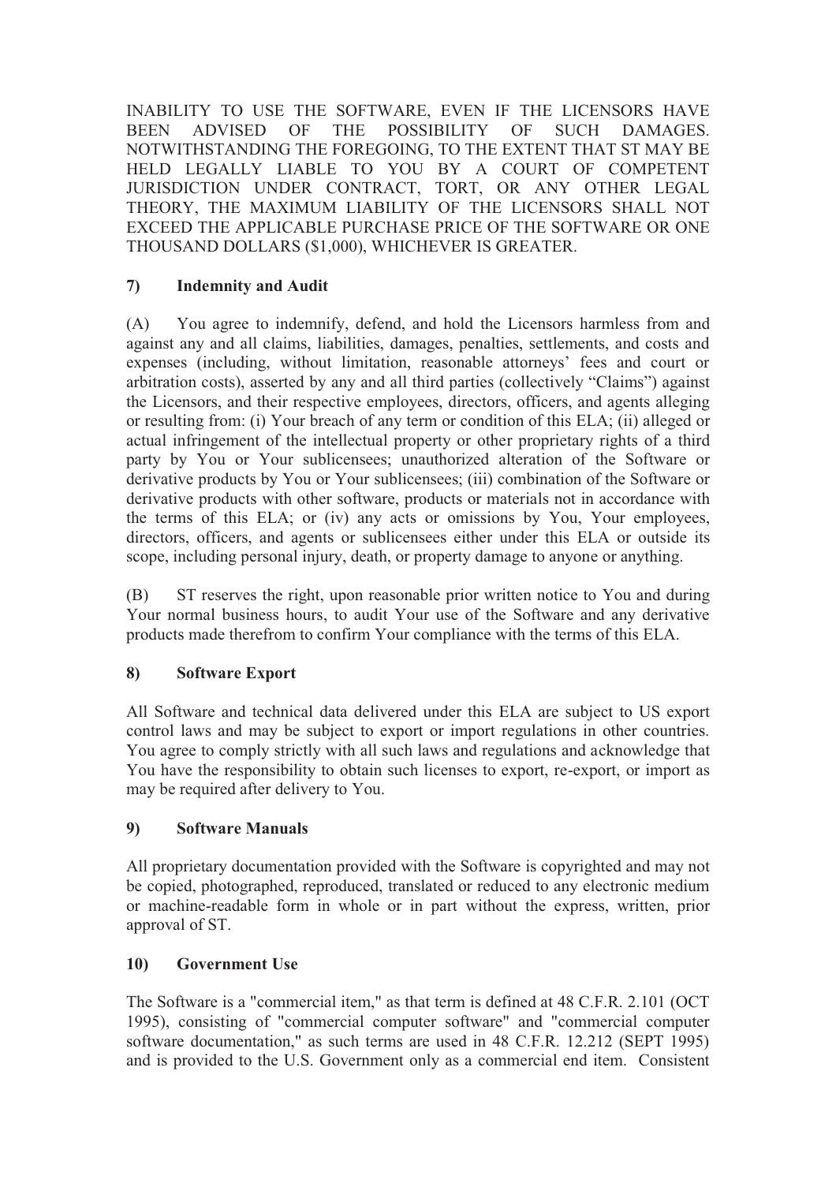INABILITY TO USE THE SOFTWARE, EVEN IF THE LICENSORS HAVE BEEN ADVISED OF THE POSSIBILITY OF SUCH DAMAGES. NOTWITHSTANDING THE FOREGOING, TO THE EXTENT THAT ST MAY BE HELD LEGALLY LIABLE TO YOU BY A COURT OF COMPETENT JURISDICTION UNDER CONTRACT, TORT, OR ANY OTHER LEGAL THEORY, THE MAXIMUM LIABILITY OF THE LICENSORS SHALL NOT EXCEED THE APPLICABLE PURCHASE PRICE OF THE SOFTWARE OR ONE THOUSAND DOLLARS ($1,000), WHICHEVER IS GREATER.

**7) Indemnity and Audit**

(A) You agree to indemnify, defend, and hold the Licensors harmless from and against any and all claims, liabilities, damages, penalties, settlements, and costs and expenses (including, without limitation, reasonable attorneys' fees and court or arbitration costs), asserted by any and all third parties (collectively "Claims") against the Licensors, and their respective employees, directors, officers, and agents alleging or resulting from: (i) Your breach of any term or condition of this ELA; (ii) alleged or actual infringement of the intellectual property or other proprietary rights of a third party by You or Your sublicensees; unauthorized alteration of the Software or derivative products by You or Your sublicensees; (iii) combination of the Software or derivative products with other software, products or materials not in accordance with the terms of this ELA; or (iv) any acts or omissions by You, Your employees, directors, officers, and agents or sublicensees either under this ELA or outside its scope, including personal injury, death, or property damage to anyone or anything.

(B) ST reserves the right, upon reasonable prior written notice to You and during Your normal business hours, to audit Your use of the Software and any derivative products made therefrom to confirm Your compliance with the terms of this ELA.

**8) Software Export**

All Software and technical data delivered under this ELA are subject to US export control laws and may be subject to export or import regulations in other countries. You agree to comply strictly with all such laws and regulations and acknowledge that You have the responsibility to obtain such licenses to export, re-export, or import as may be required after delivery to You.

**9) Software Manuals**

All proprietary documentation provided with the Software is copyrighted and may not be copied, photographed, reproduced, translated or reduced to any electronic medium or machine-readable form in whole or in part without the express, written, prior approval of ST.

**10) Government Use**

The Software is a "commercial item," as that term is defined at 48 C.F.R. 2.101 (OCT 1995), consisting of "commercial computer software" and "commercial computer software documentation," as such terms are used in 48 C.F.R. 12.212 (SEPT 1995) and is provided to the U.S. Government only as a commercial end item. Consistent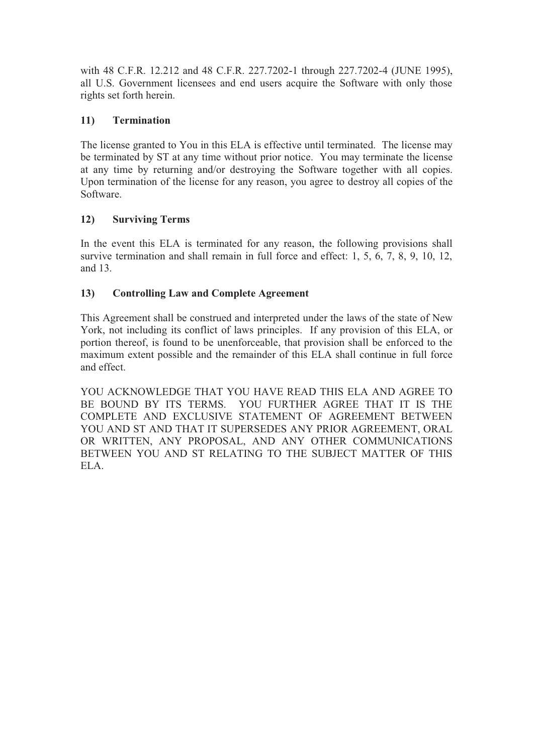with 48 C.F.R. 12.212 and 48 C.F.R. 227.7202-1 through 227.7202-4 (JUNE 1995), all U.S. Government licensees and end users acquire the Software with only those rights set forth herein.

### 11) Termination

The license granted to You in this ELA is effective until terminated. The license may be terminated by ST at any time without prior notice. You may terminate the license at any time by returning and/or destroying the Software together with all copies. Upon termination of the license for any reason, you agree to destroy all copies of the Software.

### 12) Surviving Terms

In the event this ELA is terminated for any reason, the following provisions shall survive termination and shall remain in full force and effect: 1, 5, 6, 7, 8, 9, 10, 12, and 13.

### 13) Controlling Law and Complete Agreement

This Agreement shall be construed and interpreted under the laws of the state of New York, not including its conflict of laws principles. If any provision of this ELA, or portion thereof, is found to be unenforceable, that provision shall be enforced to the maximum extent possible and the remainder of this ELA shall continue in full force and effect.

YOU ACKNOWLEDGE THAT YOU HAVE READ THIS ELA AND AGREE TO BE BOUND BY ITS TERMS. YOU FURTHER AGREE THAT IT IS THE COMPLETE AND EXCLUSIVE STATEMENT OF AGREEMENT BETWEEN YOU AND ST AND THAT IT SUPERSEDES ANY PRIOR AGREEMENT, ORAL OR WRITTEN, ANY PROPOSAL, AND ANY OTHER COMMUNICATIONS BETWEEN YOU AND ST RELATING TO THE SUBJECT MATTER OF THIS ELA.